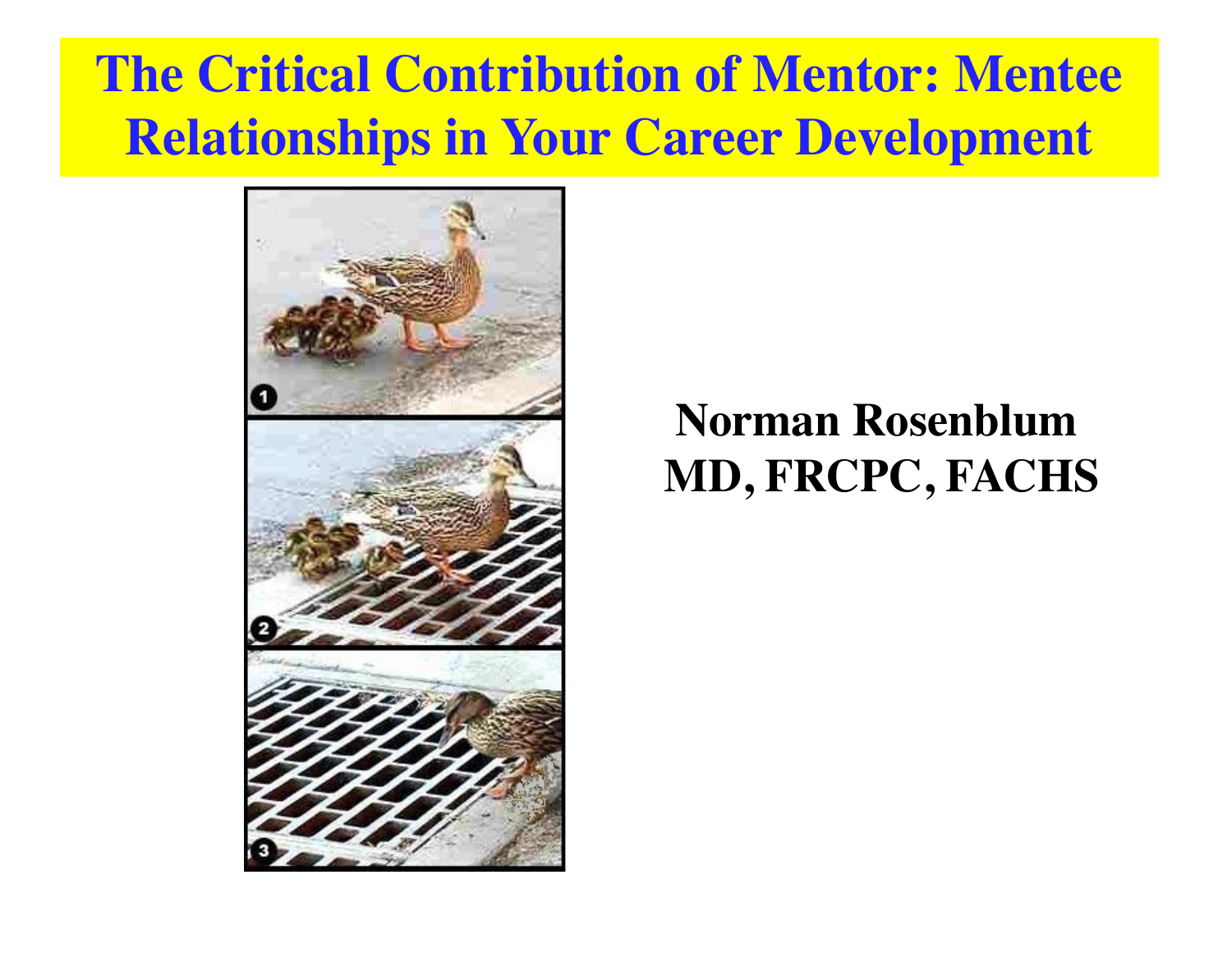# The Critical Contribution of Mentor: Mentee Relationships in Your Career Development

**Norman Rosenblum**
**MD, FRCPC, FACHS**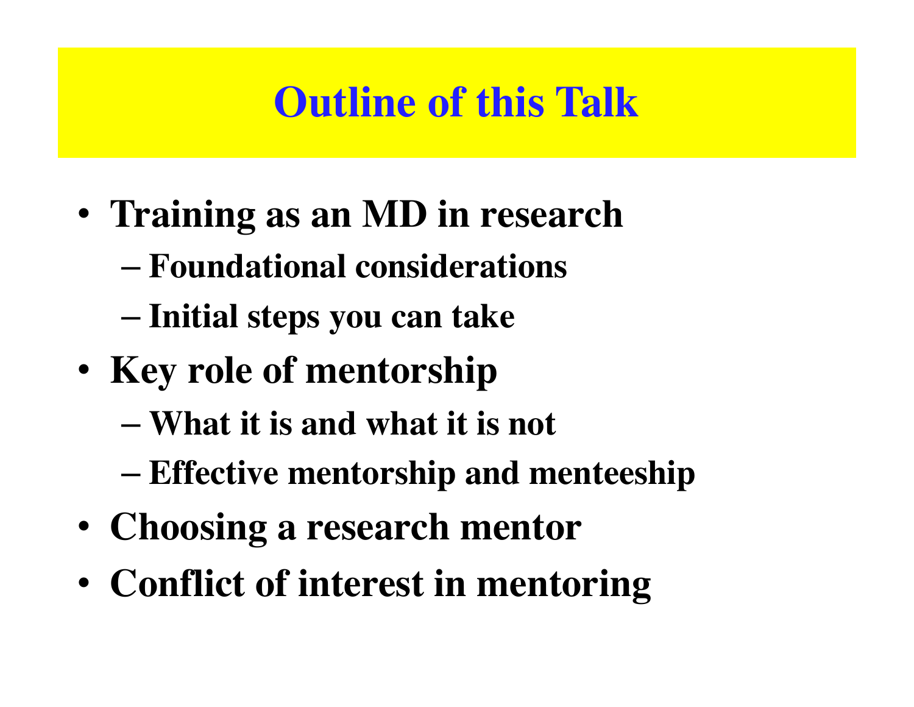# Outline of this Talk

- **Training as an MD in research**
  - **Foundational considerations**
  - **Initial steps you can take**
- **Key role of mentorship**
  - **What it is and what it is not**
  - **Effective mentorship and menteeship**
- **Choosing a research mentor**
- **Conflict of interest in mentoring**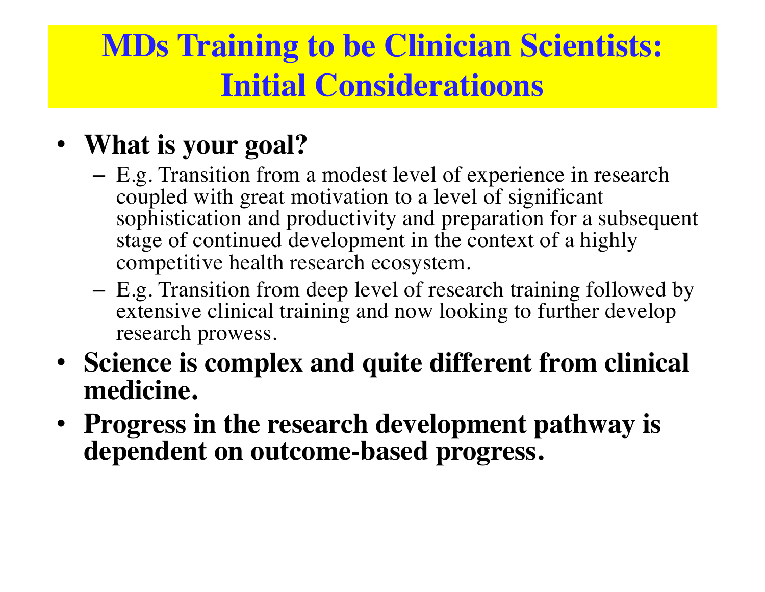# MDs Training to be Clinician Scientists: Initial Consideratioons

- **What is your goal?**
  - E.g. Transition from a modest level of experience in research coupled with great motivation to a level of significant sophistication and productivity and preparation for a subsequent stage of continued development in the context of a highly competitive health research ecosystem.
  - E.g. Transition from deep level of research training followed by extensive clinical training and now looking to further develop research prowess.
- **Science is complex and quite different from clinical medicine.**
- **Progress in the research development pathway is dependent on outcome-based progress.**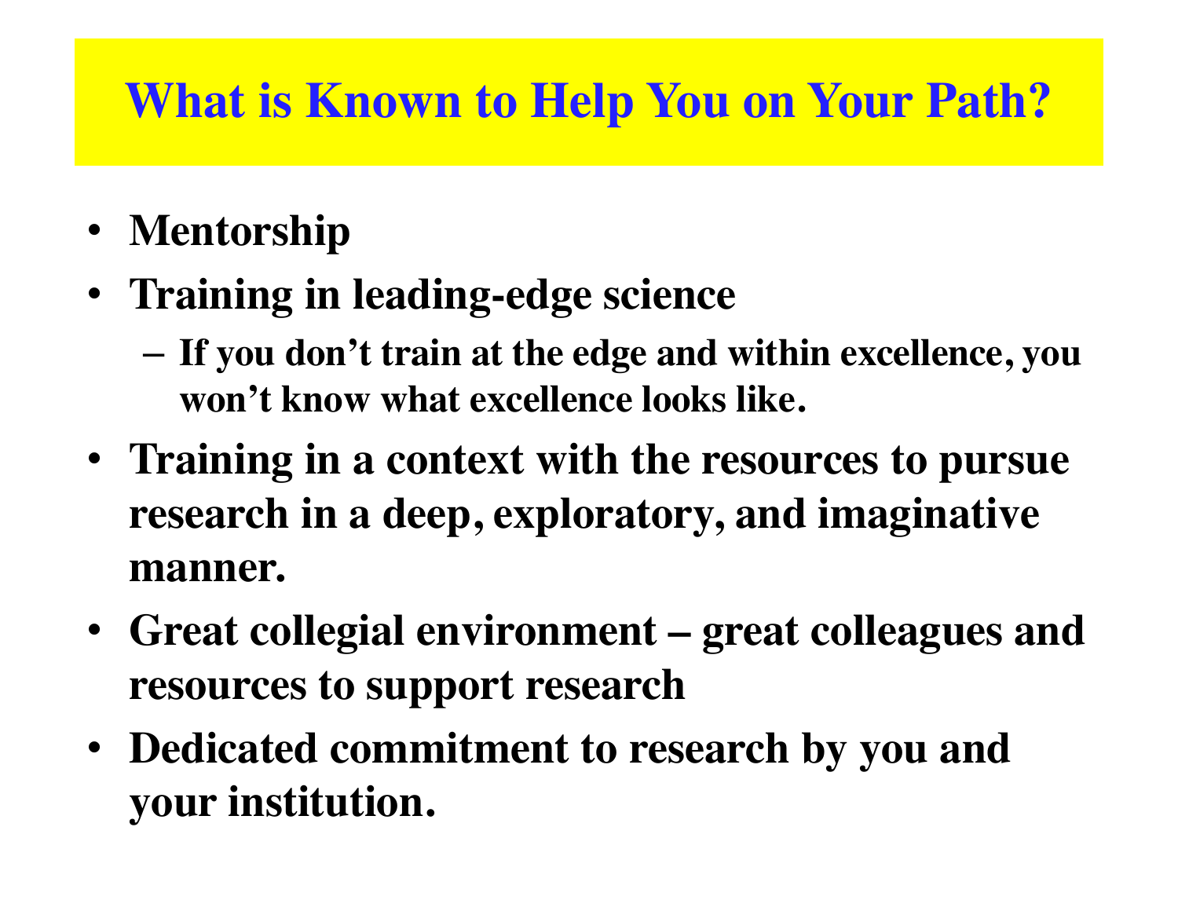# What is Known to Help You on Your Path?

- **Mentorship**
- **Training in leading-edge science**
  - **If you don't train at the edge and within excellence, you won't know what excellence looks like.**
- **Training in a context with the resources to pursue research in a deep, exploratory, and imaginative manner.**
- **Great collegial environment – great colleagues and resources to support research**
- **Dedicated commitment to research by you and your institution.**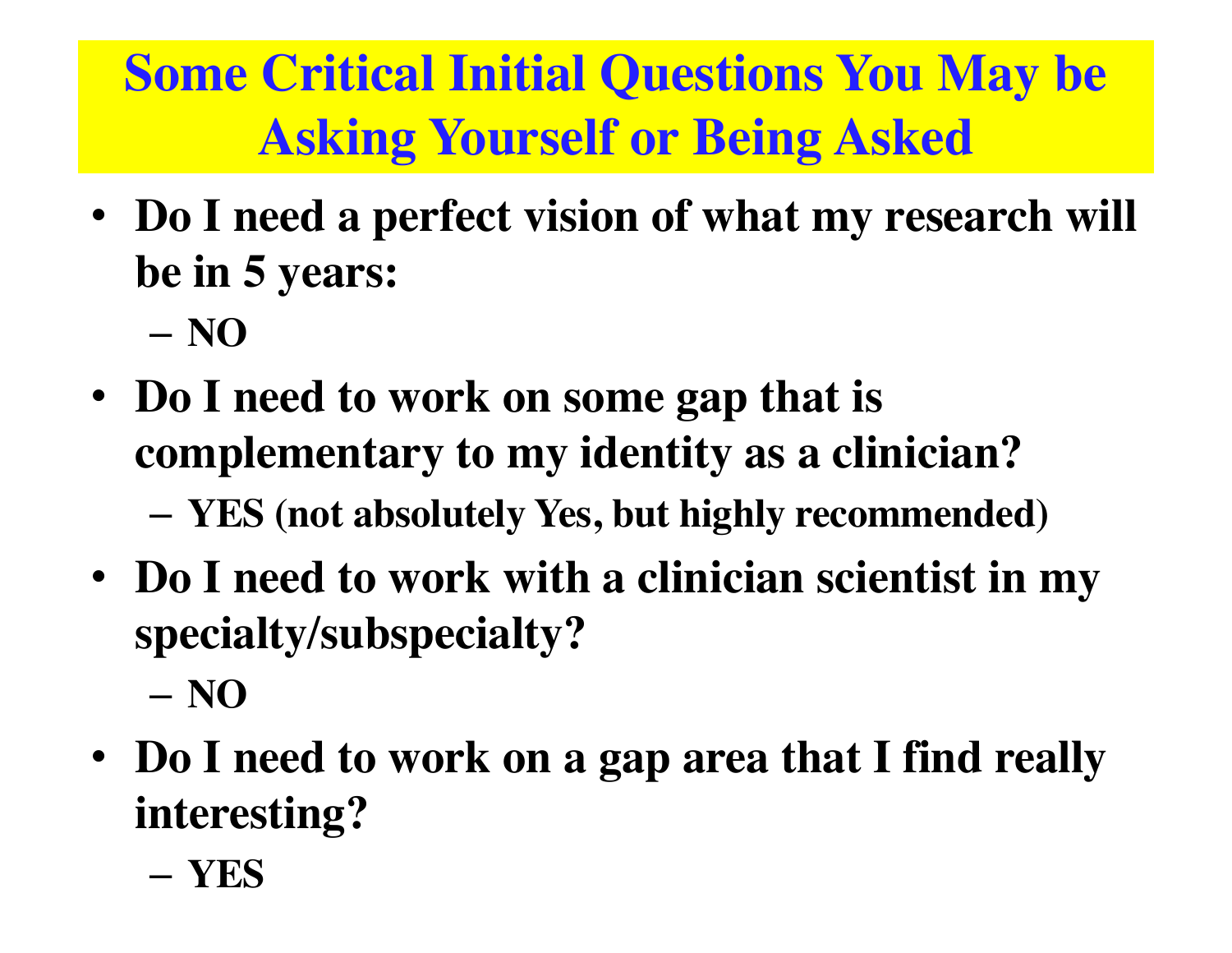# Some Critical Initial Questions You May be Asking Yourself or Being Asked

- **Do I need a perfect vision of what my research will be in 5 years:**
  - **NO**
- **Do I need to work on some gap that is complementary to my identity as a clinician?**
  - **YES (not absolutely Yes, but highly recommended)**
- **Do I need to work with a clinician scientist in my specialty/subspecialty?**
  - **NO**
- **Do I need to work on a gap area that I find really interesting?**
  - **YES**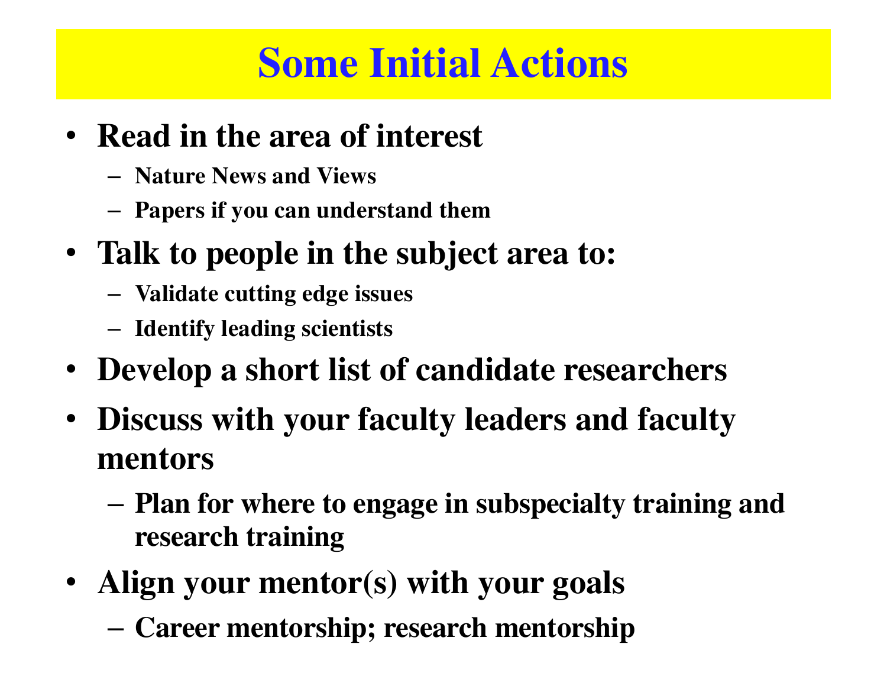# Some Initial Actions

- **Read in the area of interest**
  - **Nature News and Views**
  - **Papers if you can understand them**
- **Talk to people in the subject area to:**
  - **Validate cutting edge issues**
  - **Identify leading scientists**
- **Develop a short list of candidate researchers**
- **Discuss with your faculty leaders and faculty mentors**
  - **Plan for where to engage in subspecialty training and research training**
- **Align your mentor(s) with your goals**
  - **Career mentorship; research mentorship**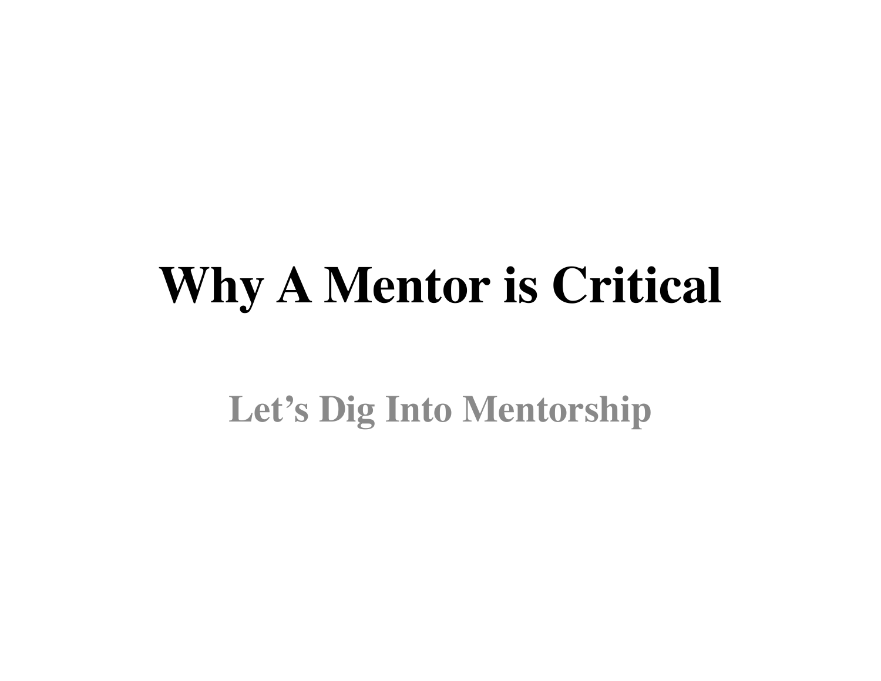# Why A Mentor is Critical

## Let’s Dig Into Mentorship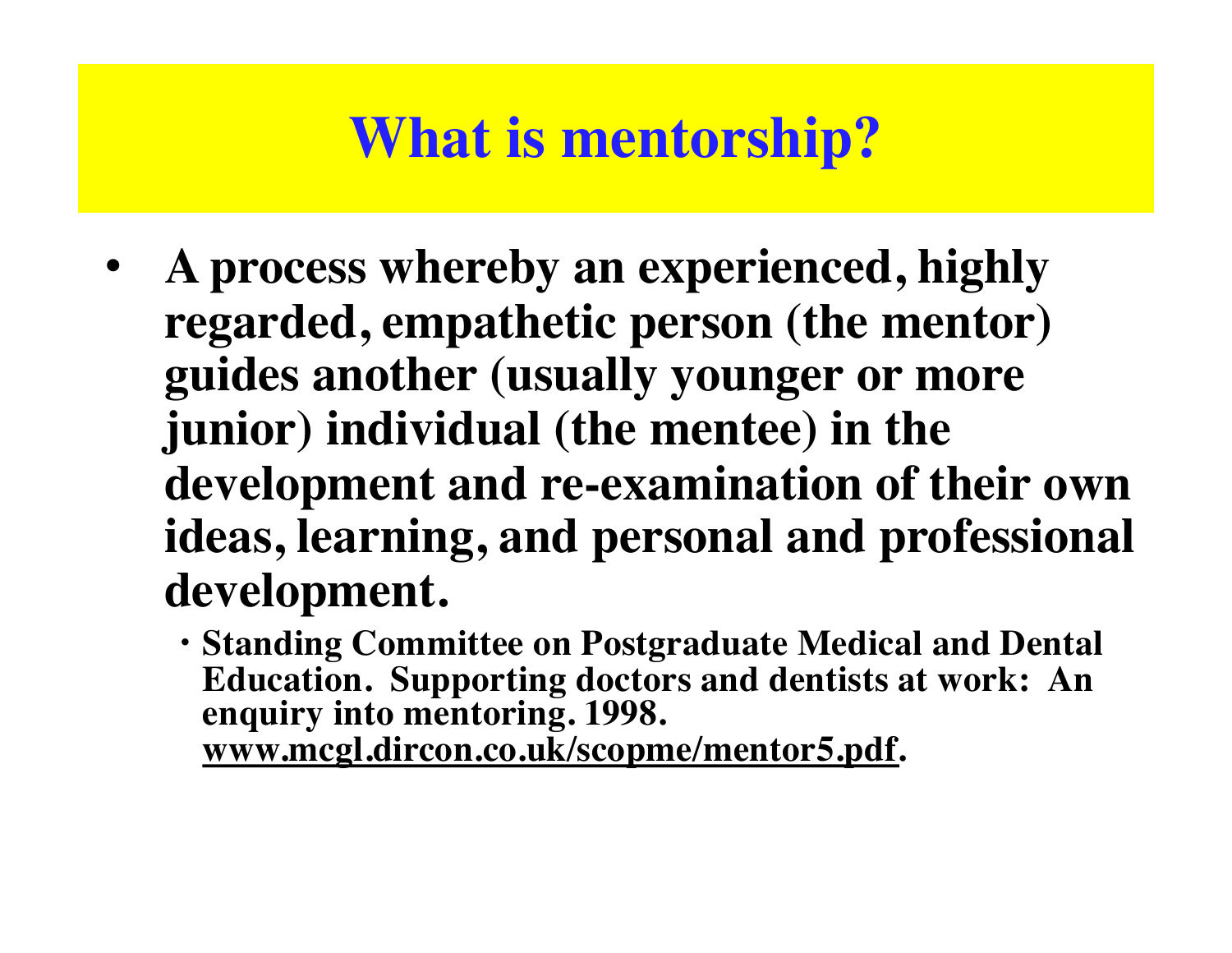# What is mentorship?

- **A process whereby an experienced, highly regarded, empathetic person (the mentor) guides another (usually younger or more junior) individual (the mentee) in the development and re-examination of their own ideas, learning, and personal and professional development.**
  - **Standing Committee on Postgraduate Medical and Dental Education. Supporting doctors and dentists at work: An enquiry into mentoring. 1998. www.mcgl.dircon.co.uk/scopme/mentor5.pdf.**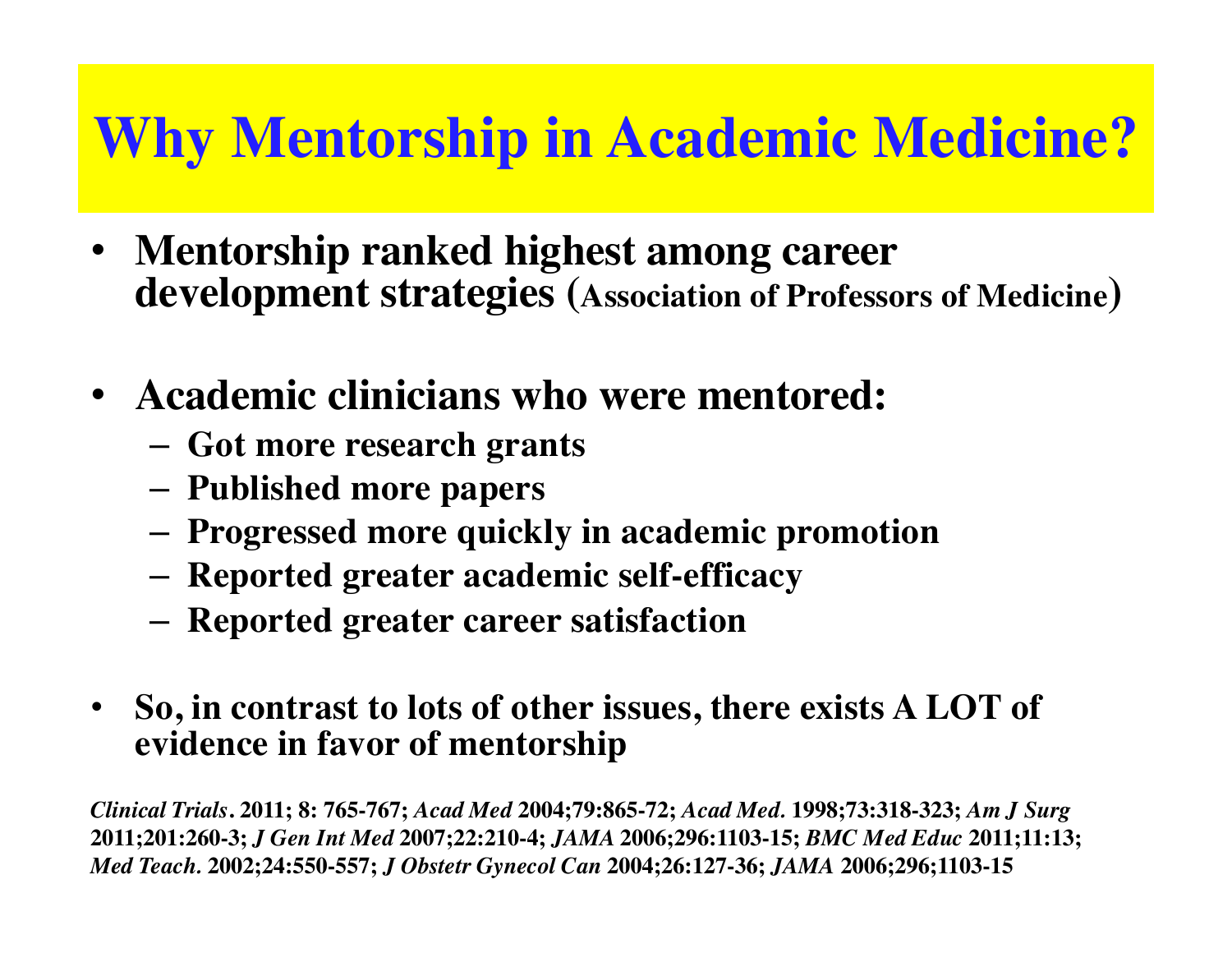# Why Mentorship in Academic Medicine?

- **Mentorship ranked highest among career development strategies (Association of Professors of Medicine)**

- **Academic clinicians who were mentored:**
  - **Got more research grants**
  - **Published more papers**
  - **Progressed more quickly in academic promotion**
  - **Reported greater academic self-efficacy**
  - **Reported greater career satisfaction**

- **So, in contrast to lots of other issues, there exists A LOT of evidence in favor of mentorship**

***Clinical Trials*. 2011; 8: 765-767; *Acad Med* 2004;79:865-72; *Acad Med*. 1998;73:318-323; *Am J Surg* 2011;201:260-3; *J Gen Int Med* 2007;22:210-4; *JAMA* 2006;296:1103-15; *BMC Med Educ* 2011;11:13; *Med Teach*. 2002;24:550-557; *J Obstetr Gynecol Can* 2004;26:127-36; *JAMA* 2006;296;1103-15**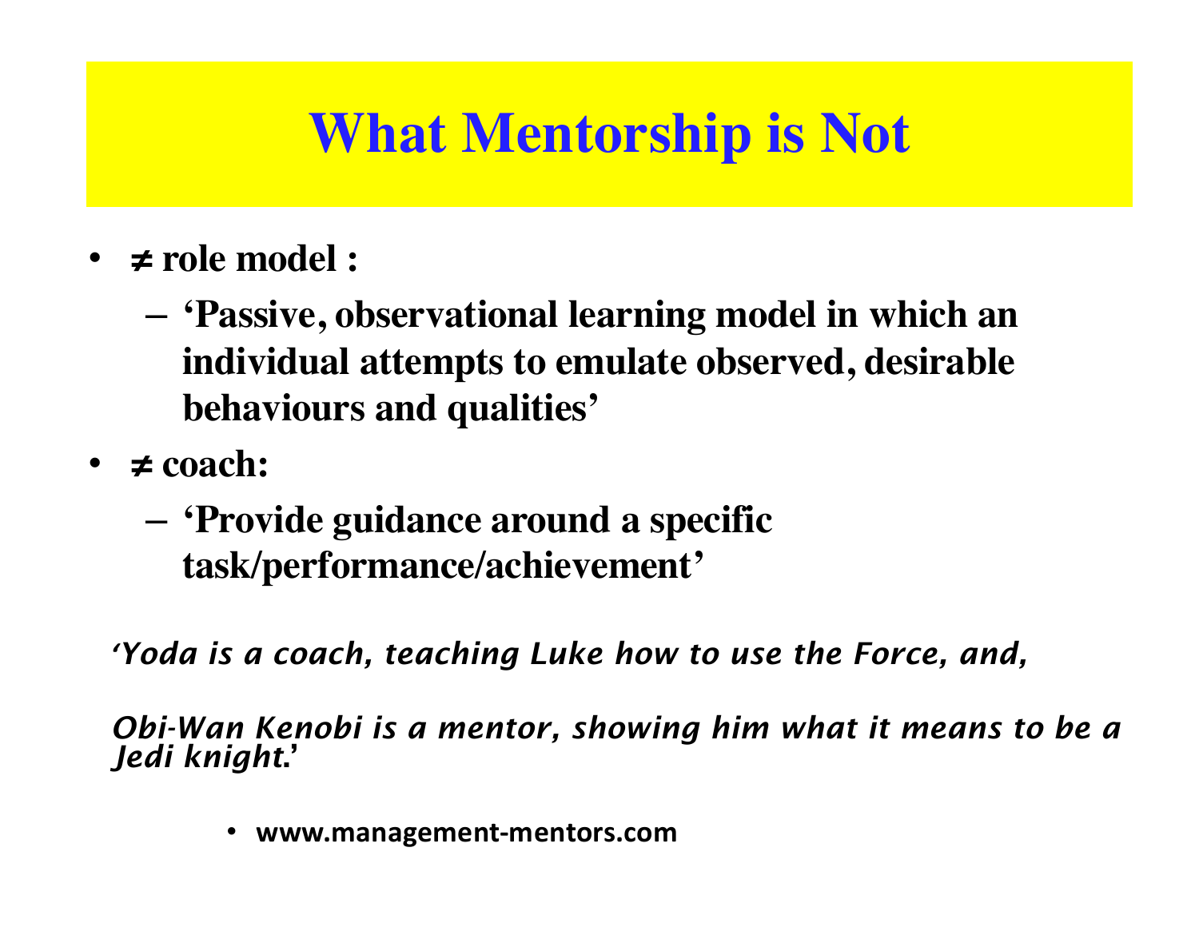# What Mentorship is Not

- **≠ role model :**
  - **'Passive, observational learning model in which an individual attempts to emulate observed, desirable behaviours and qualities'**
- **≠ coach:**
  - **'Provide guidance around a specific task/performance/achievement'**

*'Yoda is a coach, teaching Luke how to use the Force, and,*

*Obi-Wan Kenobi is a mentor, showing him what it means to be a Jedi knight.'*

- **www.management-mentors.com**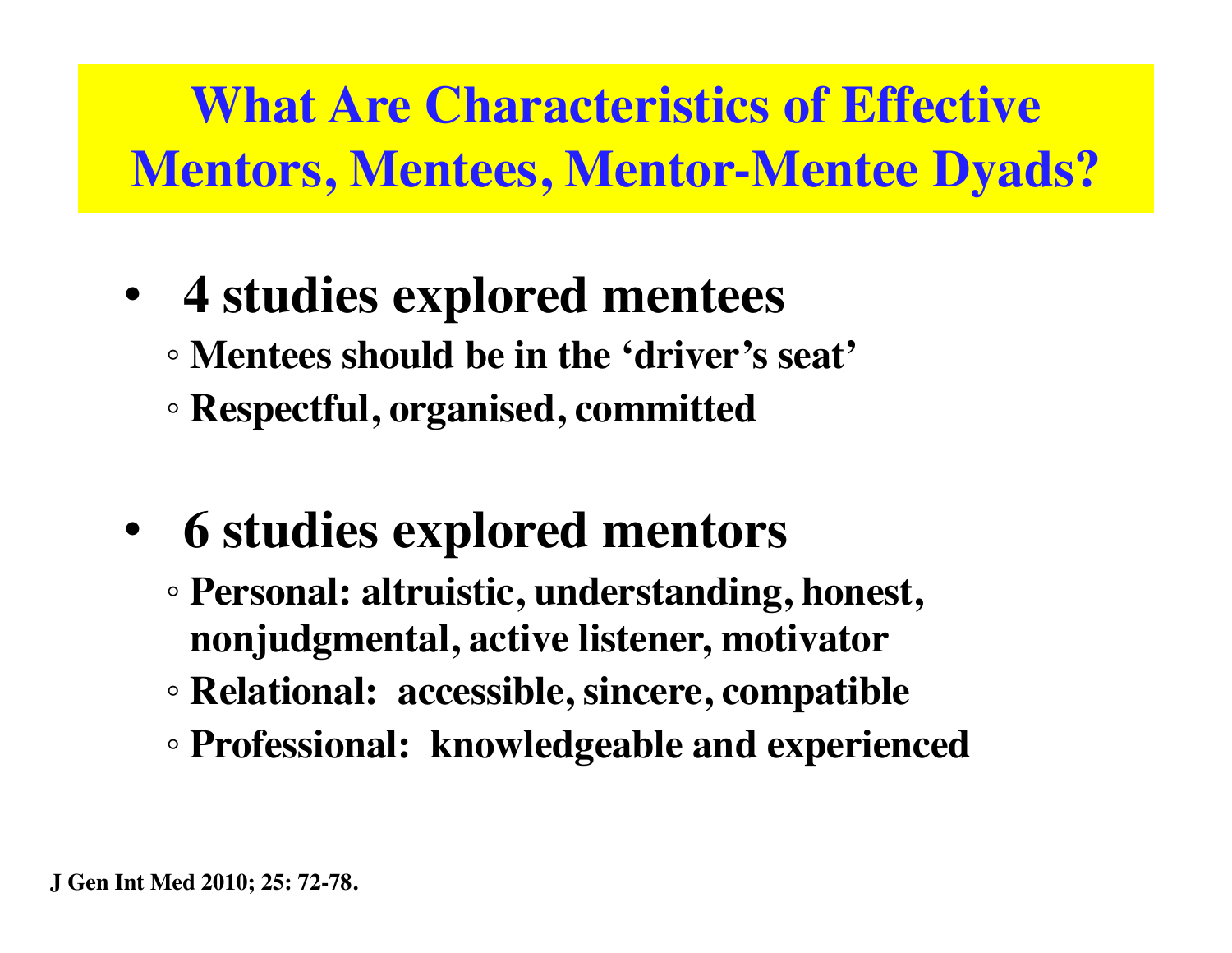# What Are Characteristics of Effective Mentors, Mentees, Mentor-Mentee Dyads?

- **4 studies explored mentees**
  - **Mentees should be in the 'driver's seat'**
  - **Respectful, organised, committed**

- **6 studies explored mentors**
  - **Personal: altruistic, understanding, honest, nonjudgmental, active listener, motivator**
  - **Relational: accessible, sincere, compatible**
  - **Professional: knowledgeable and experienced**

**J Gen Int Med 2010; 25: 72-78.**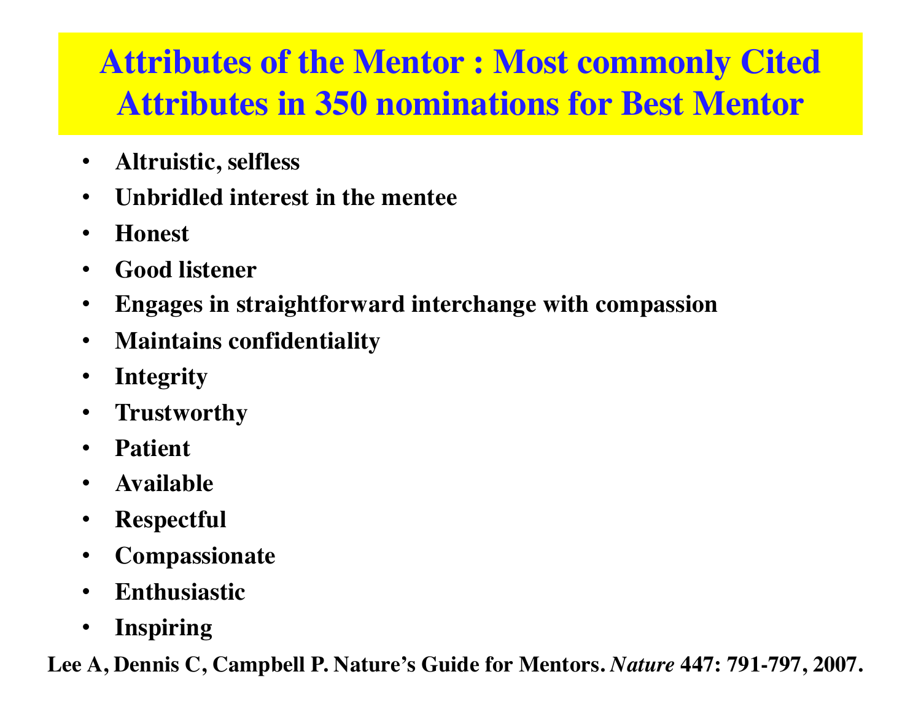# Attributes of the Mentor : Most commonly Cited Attributes in 350 nominations for Best Mentor

- **Altruistic, selfless**
- **Unbridled interest in the mentee**
- **Honest**
- **Good listener**
- **Engages in straightforward interchange with compassion**
- **Maintains confidentiality**
- **Integrity**
- **Trustworthy**
- **Patient**
- **Available**
- **Respectful**
- **Compassionate**
- **Enthusiastic**
- **Inspiring**

**Lee A, Dennis C, Campbell P. Nature's Guide for Mentors. *Nature* 447: 791-797, 2007.**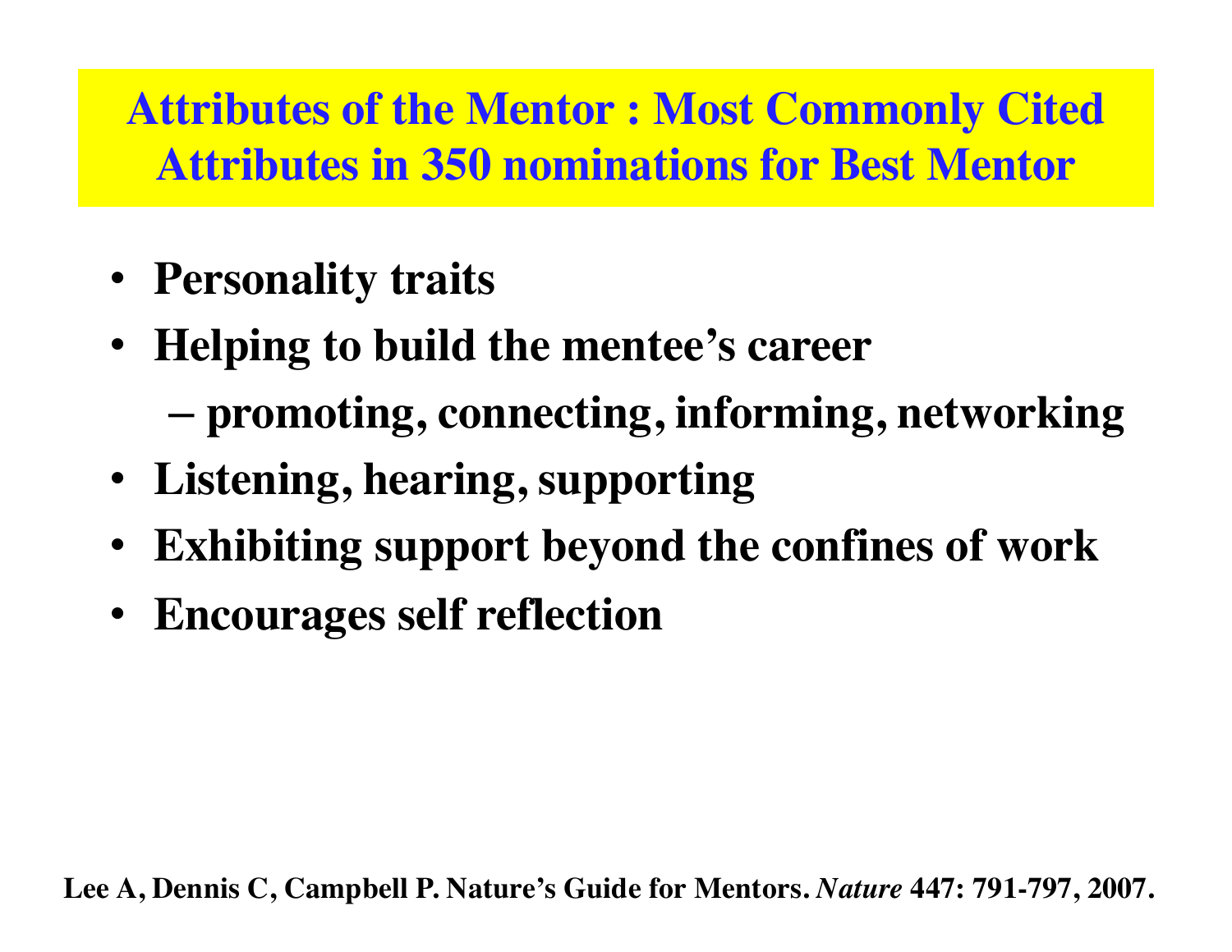# Attributes of the Mentor : Most Commonly Cited Attributes in 350 nominations for Best Mentor

- **Personality traits**
- **Helping to build the mentee's career**
  - **promoting, connecting, informing, networking**
- **Listening, hearing, supporting**
- **Exhibiting support beyond the confines of work**
- **Encourages self reflection**

**Lee A, Dennis C, Campbell P. Nature's Guide for Mentors. *Nature* 447: 791-797, 2007.**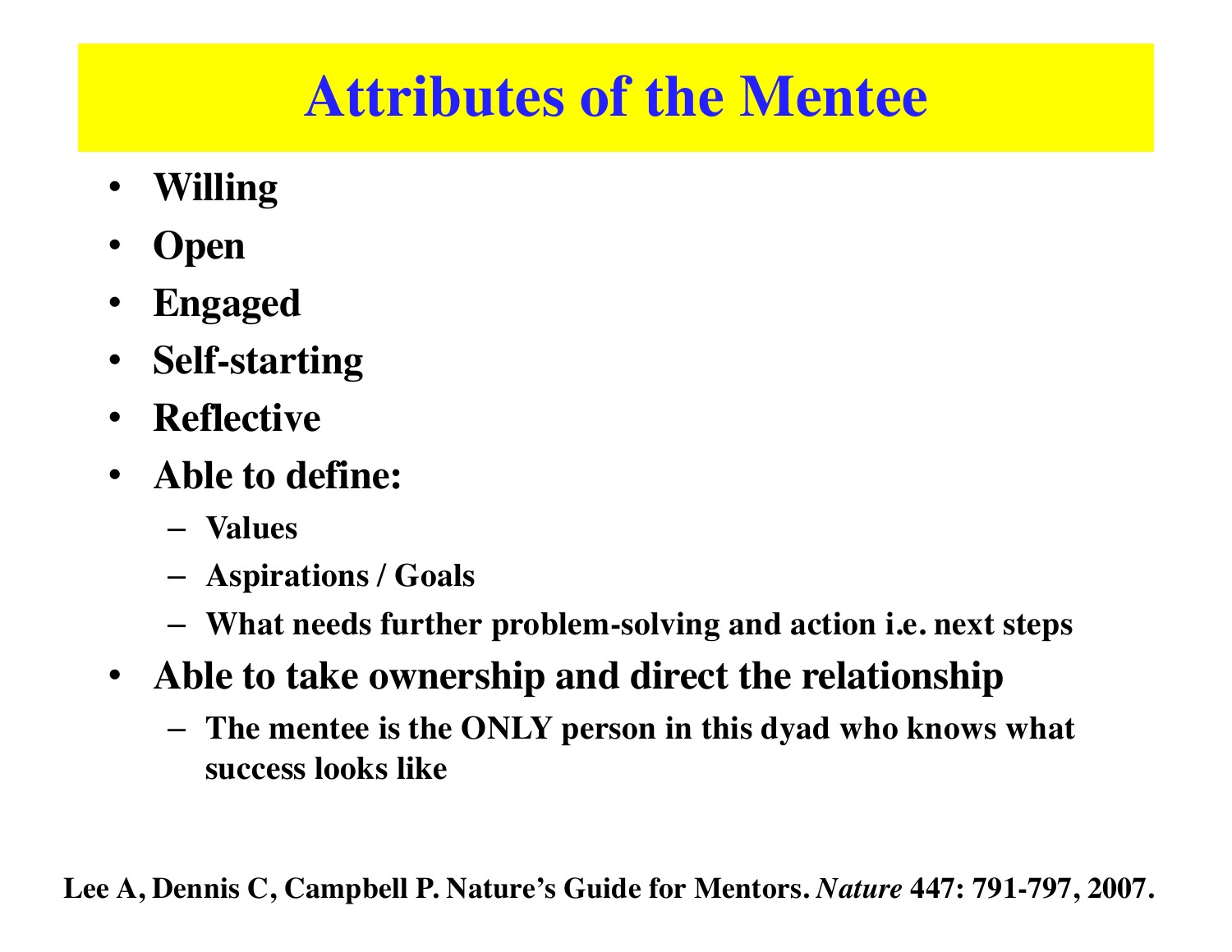# Attributes of the Mentee

- **Willing**
- **Open**
- **Engaged**
- **Self-starting**
- **Reflective**
- **Able to define:**
  - **Values**
  - **Aspirations / Goals**
  - **What needs further problem-solving and action i.e. next steps**
- **Able to take ownership and direct the relationship**
  - **The mentee is the ONLY person in this dyad who knows what success looks like**

**Lee A, Dennis C, Campbell P. Nature's Guide for Mentors. *Nature* 447: 791-797, 2007.**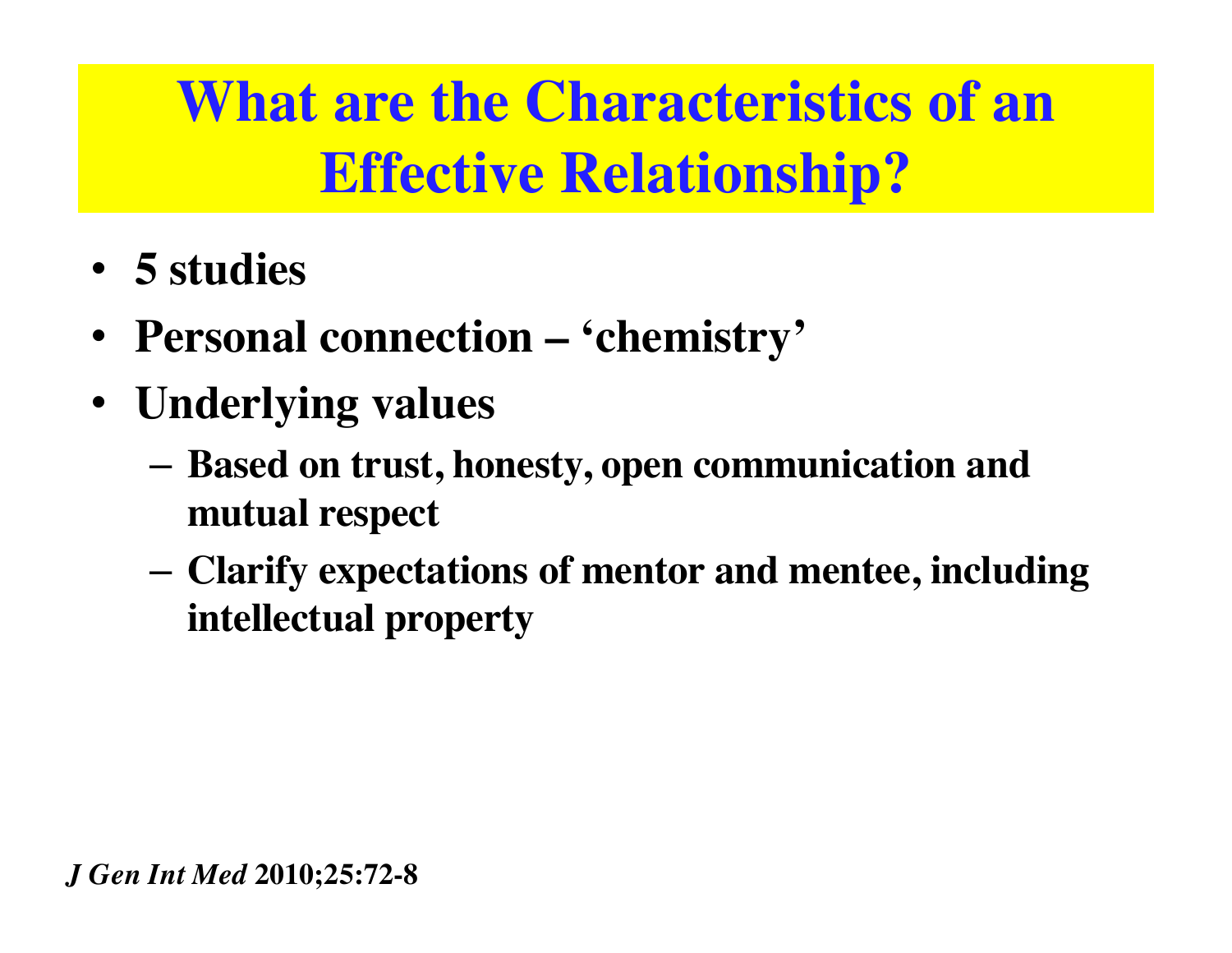# What are the Characteristics of an Effective Relationship?

- **5 studies**
- **Personal connection – 'chemistry'**
- **Underlying values**
  - **Based on trust, honesty, open communication and mutual respect**
  - **Clarify expectations of mentor and mentee, including intellectual property**

***J Gen Int Med*** **2010;25:72-8**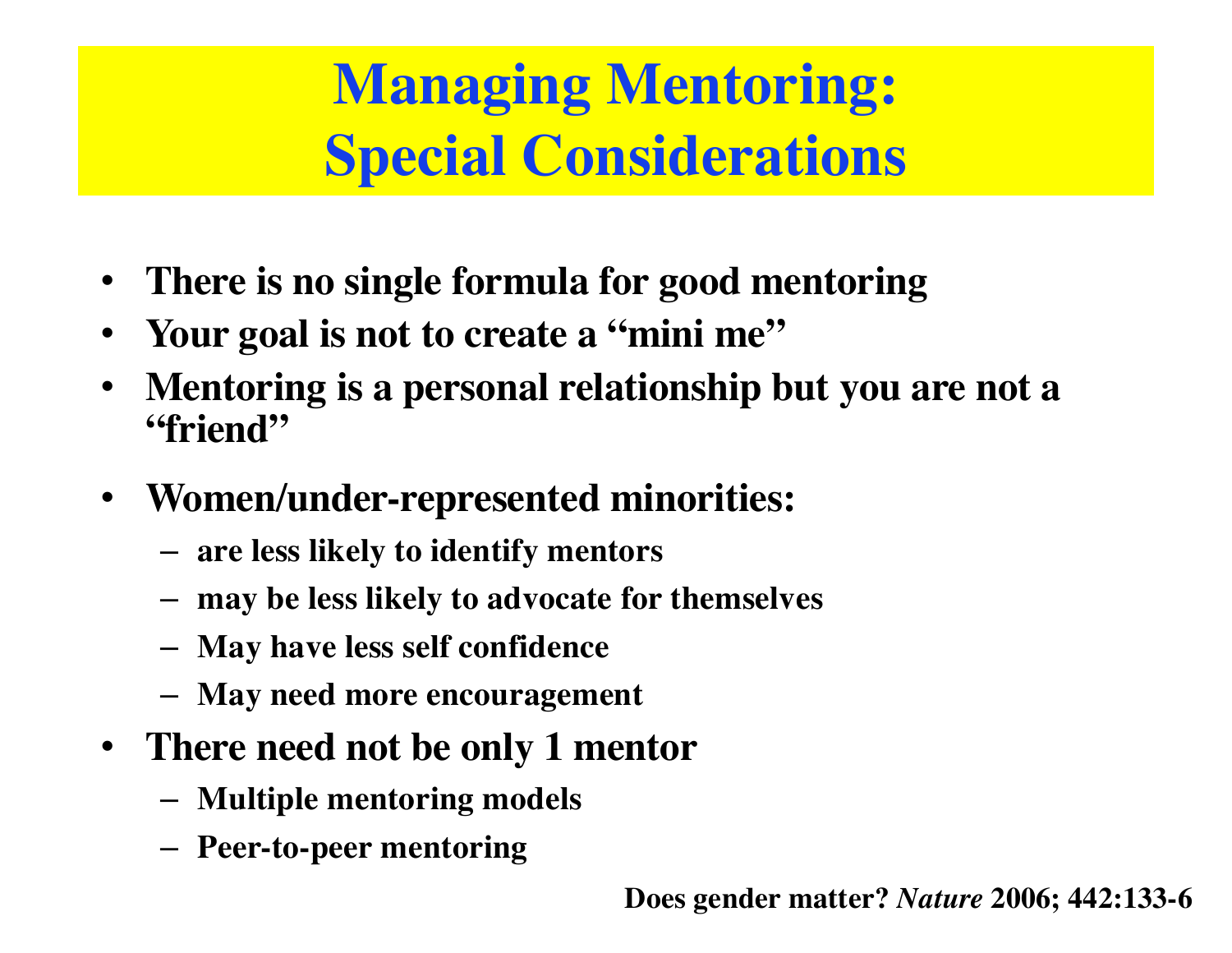# Managing Mentoring: Special Considerations

- **There is no single formula for good mentoring**
- **Your goal is not to create a "mini me"**
- **Mentoring is a personal relationship but you are not a "friend"**
- **Women/under-represented minorities:**
  - are less likely to identify mentors
  - may be less likely to advocate for themselves
  - May have less self confidence
  - May need more encouragement
- **There need not be only 1 mentor**
  - Multiple mentoring models
  - Peer-to-peer mentoring

**Does gender matter? *Nature* 2006; 442:133-6**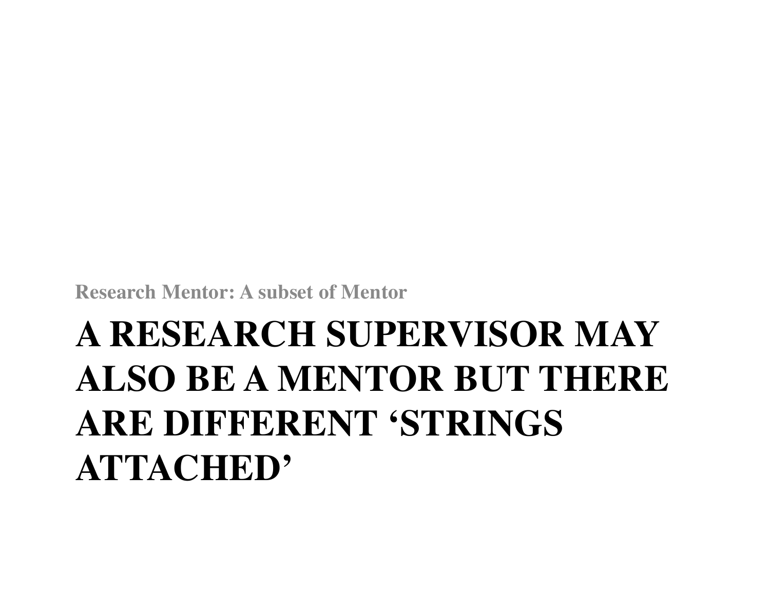Research Mentor: A subset of Mentor

# A RESEARCH SUPERVISOR MAY ALSO BE A MENTOR BUT THERE ARE DIFFERENT ‘STRINGS ATTACHED’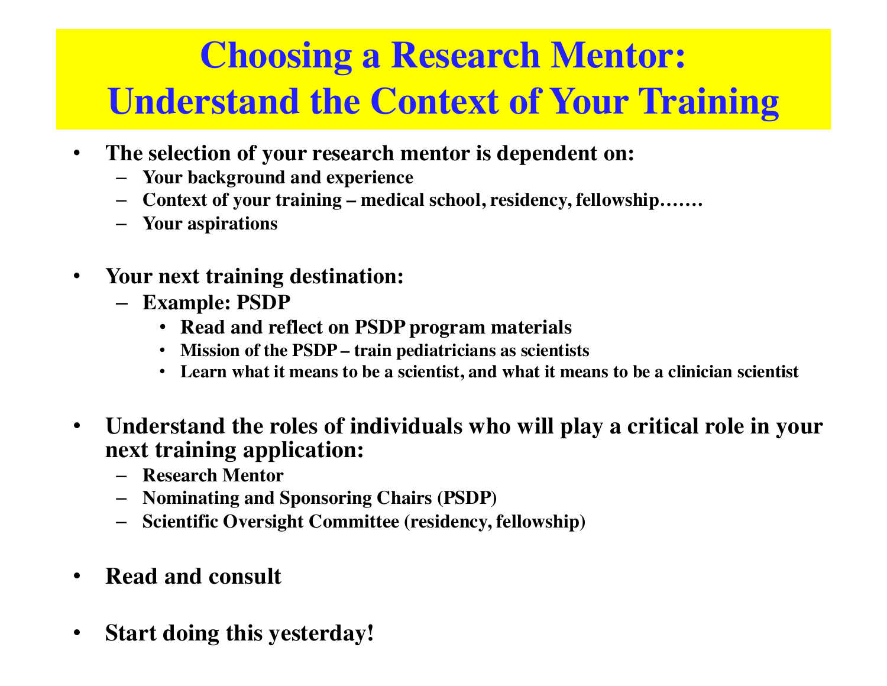# Choosing a Research Mentor: Understand the Context of Your Training

- **The selection of your research mentor is dependent on:**
  - **Your background and experience**
  - **Context of your training – medical school, residency, fellowship…….**
  - **Your aspirations**

- **Your next training destination:**
  - **Example: PSDP**
    - **Read and reflect on PSDP program materials**
    - **Mission of the PSDP – train pediatricians as scientists**
    - **Learn what it means to be a scientist, and what it means to be a clinician scientist**

- **Understand the roles of individuals who will play a critical role in your next training application:**
  - **Research Mentor**
  - **Nominating and Sponsoring Chairs (PSDP)**
  - **Scientific Oversight Committee (residency, fellowship)**

- **Read and consult**

- **Start doing this yesterday!**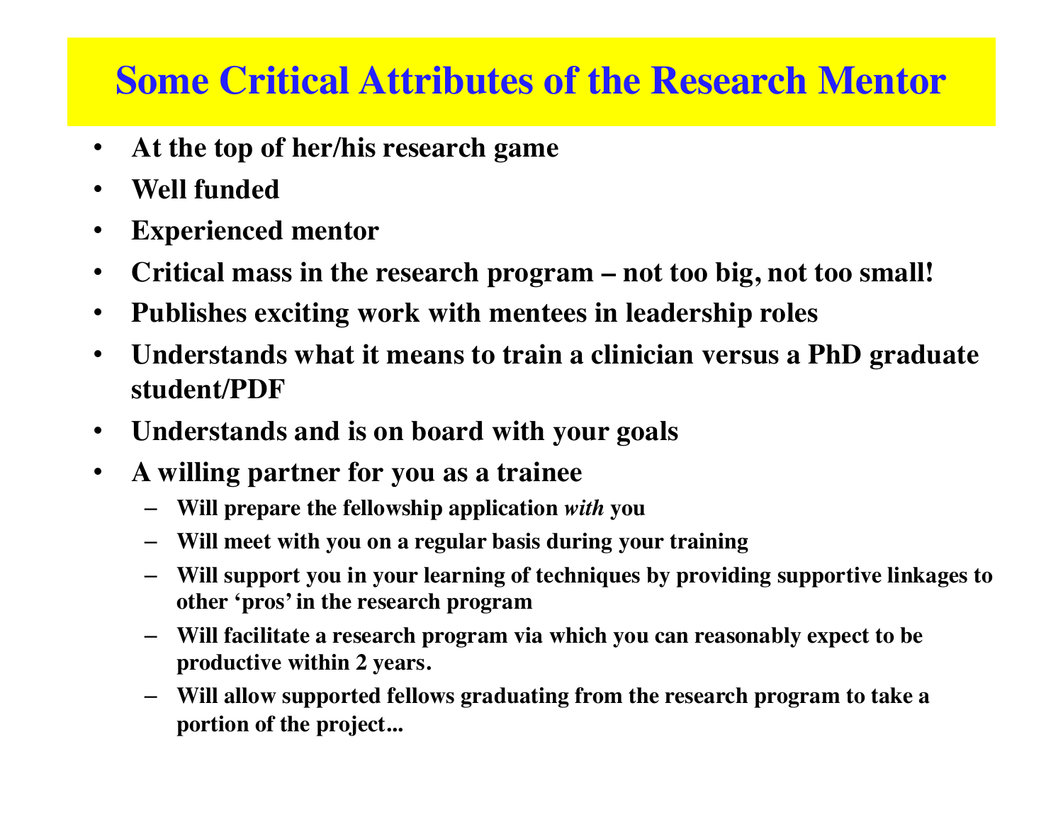# Some Critical Attributes of the Research Mentor

- **At the top of her/his research game**
- **Well funded**
- **Experienced mentor**
- **Critical mass in the research program – not too big, not too small!**
- **Publishes exciting work with mentees in leadership roles**
- **Understands what it means to train a clinician versus a PhD graduate student/PDF**
- **Understands and is on board with your goals**
- **A willing partner for you as a trainee**
  - **Will prepare the fellowship application *with* you**
  - **Will meet with you on a regular basis during your training**
  - **Will support you in your learning of techniques by providing supportive linkages to other 'pros' in the research program**
  - **Will facilitate a research program via which you can reasonably expect to be productive within 2 years.**
  - **Will allow supported fellows graduating from the research program to take a portion of the project...**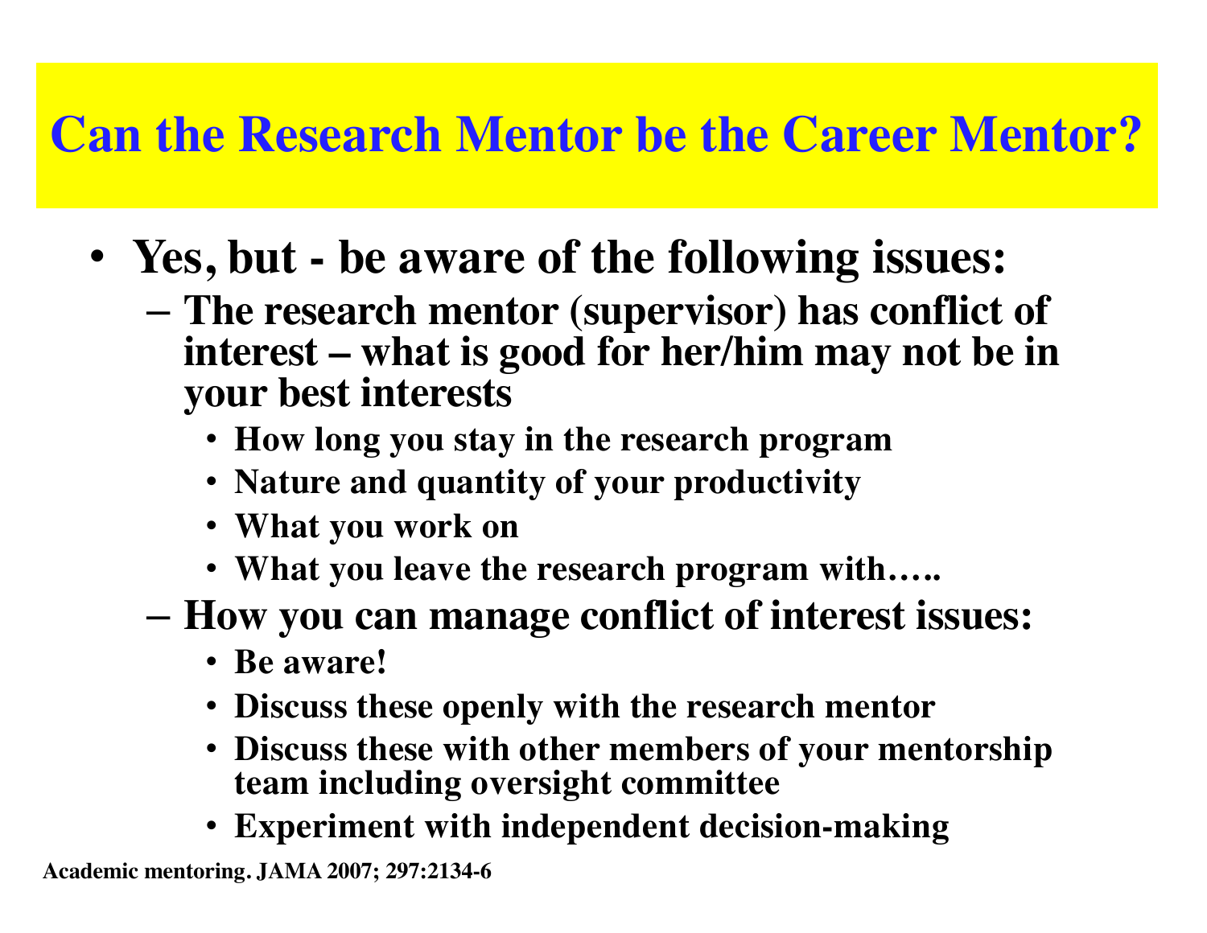# Can the Research Mentor be the Career Mentor?

- **Yes, but - be aware of the following issues:**
  - **The research mentor (supervisor) has conflict of interest – what is good for her/him may not be in your best interests**
    - **How long you stay in the research program**
    - **Nature and quantity of your productivity**
    - **What you work on**
    - **What you leave the research program with…..**
  - **How you can manage conflict of interest issues:**
    - **Be aware!**
    - **Discuss these openly with the research mentor**
    - **Discuss these with other members of your mentorship team including oversight committee**
    - **Experiment with independent decision-making**

**Academic mentoring. JAMA 2007; 297:2134-6**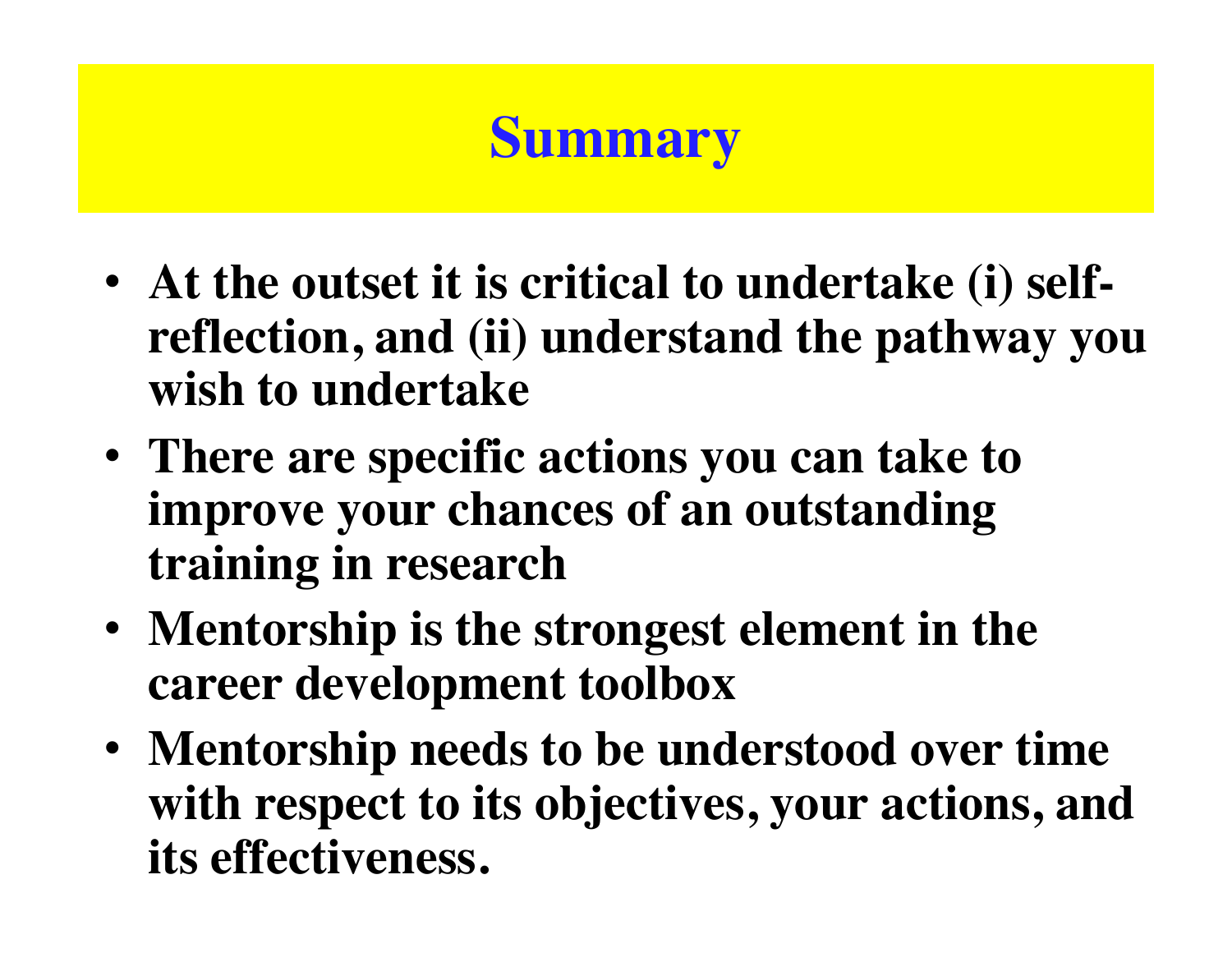# Summary

- **At the outset it is critical to undertake (i) self-reflection, and (ii) understand the pathway you wish to undertake**
- **There are specific actions you can take to improve your chances of an outstanding training in research**
- **Mentorship is the strongest element in the career development toolbox**
- **Mentorship needs to be understood over time with respect to its objectives, your actions, and its effectiveness.**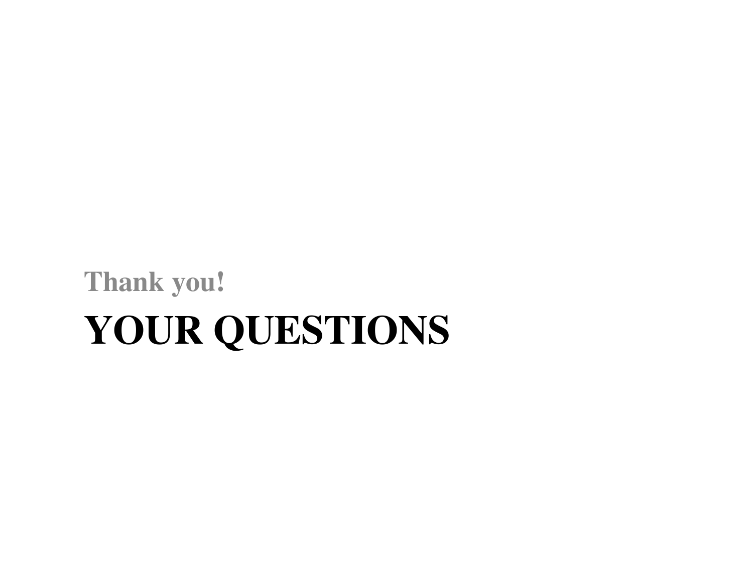Thank you!

# YOUR QUESTIONS